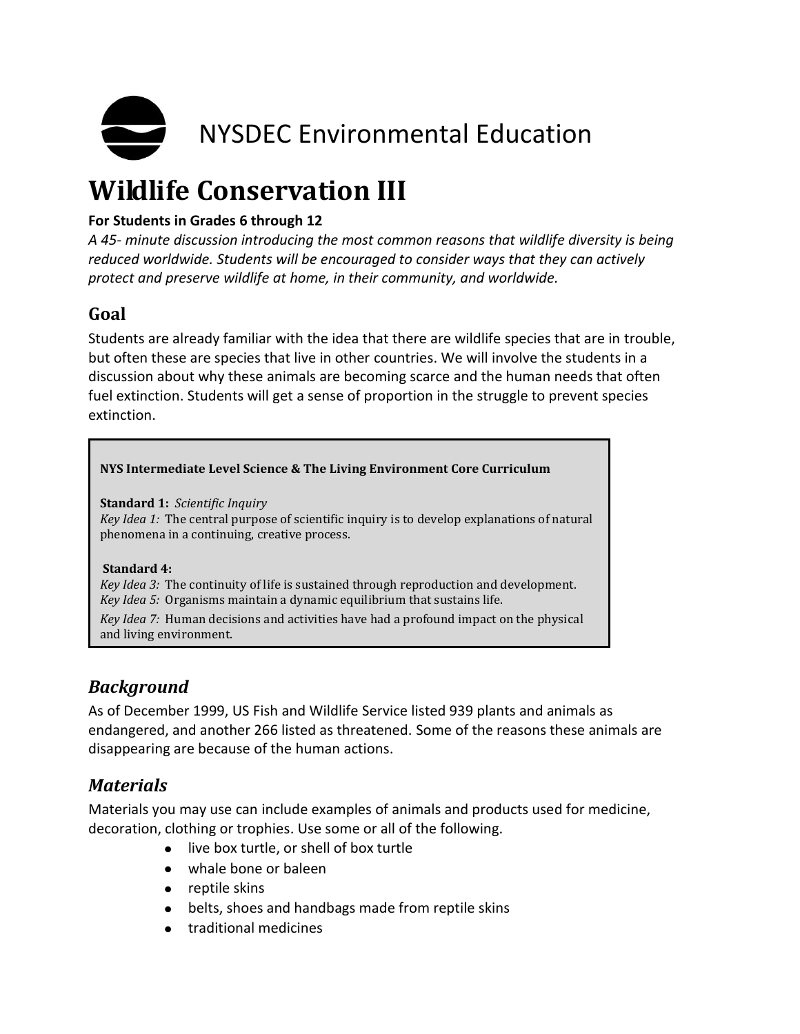NYSDEC Environmental Education

# Wildlife Conservation III

**For Students in Grades 6 through 12**

*A 45- minute discussion introducing the most common reasons that wildlife diversity is being reduced worldwide. Students will be encouraged to consider ways that they can actively protect and preserve wildlife at home, in their community, and worldwide.*

## Goal

Students are already familiar with the idea that there are wildlife species that are in trouble, but often these are species that live in other countries. We will involve the students in a discussion about why these animals are becoming scarce and the human needs that often fuel extinction. Students will get a sense of proportion in the struggle to prevent species extinction.

> **NYS Intermediate Level Science & The Living Environment Core Curriculum**
>
> **Standard 1:** *Scientific Inquiry*
> *Key Idea 1:* The central purpose of scientific inquiry is to develop explanations of natural phenomena in a continuing, creative process.
>
> **Standard 4:**
> *Key Idea 3:* The continuity of life is sustained through reproduction and development.
> *Key Idea 5:* Organisms maintain a dynamic equilibrium that sustains life.
> *Key Idea 7:* Human decisions and activities have had a profound impact on the physical and living environment.

## *Background*

As of December 1999, US Fish and Wildlife Service listed 939 plants and animals as endangered, and another 266 listed as threatened. Some of the reasons these animals are disappearing are because of the human actions.

## *Materials*

Materials you may use can include examples of animals and products used for medicine, decoration, clothing or trophies. Use some or all of the following.

- live box turtle, or shell of box turtle
- whale bone or baleen
- reptile skins
- belts, shoes and handbags made from reptile skins
- traditional medicines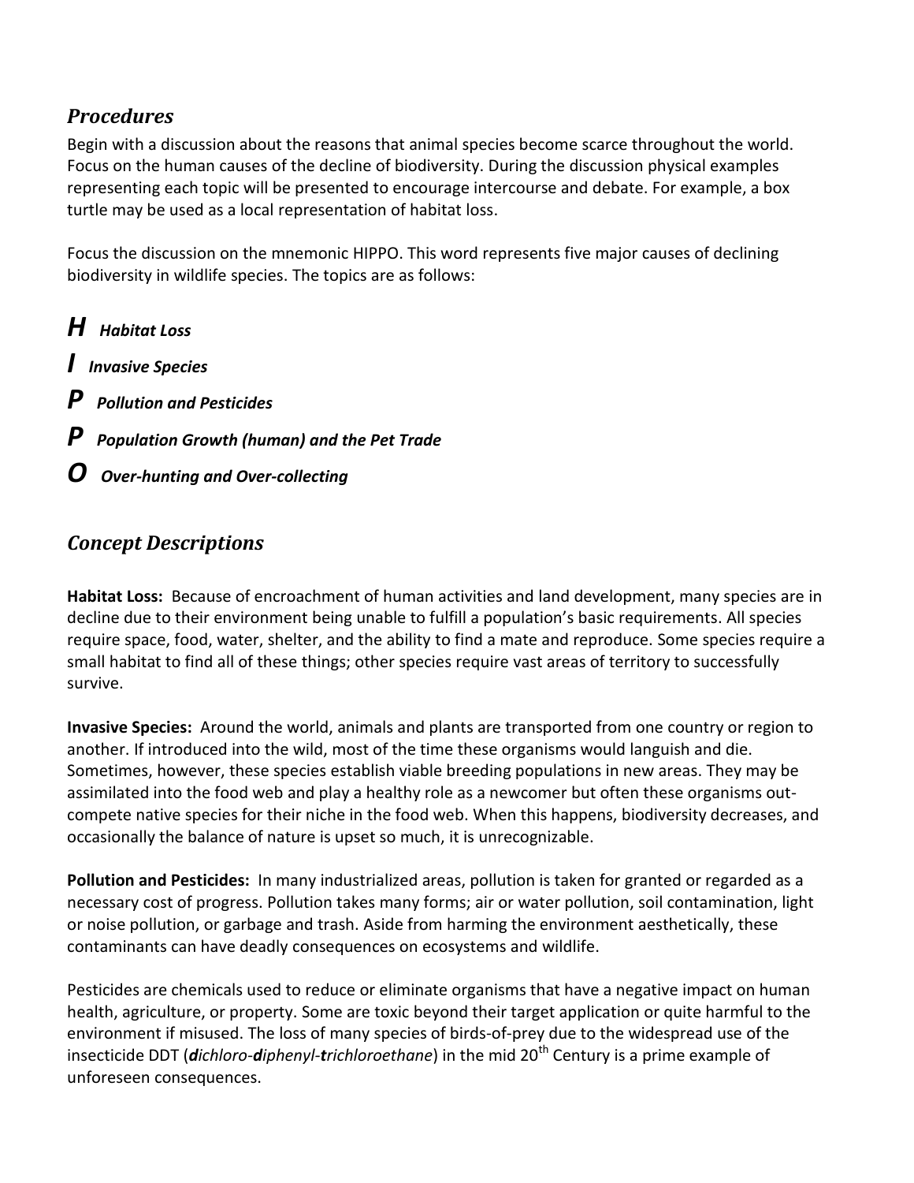## *Procedures*

Begin with a discussion about the reasons that animal species become scarce throughout the world. Focus on the human causes of the decline of biodiversity. During the discussion physical examples representing each topic will be presented to encourage intercourse and debate. For example, a box turtle may be used as a local representation of habitat loss.

Focus the discussion on the mnemonic HIPPO. This word represents five major causes of declining biodiversity in wildlife species. The topics are as follows:

***H*** ***Habitat Loss***

***I*** ***Invasive Species***

***P*** ***Pollution and Pesticides***

***P*** ***Population Growth (human) and the Pet Trade***

***O*** ***Over-hunting and Over-collecting***

## *Concept Descriptions*

**Habitat Loss:** Because of encroachment of human activities and land development, many species are in decline due to their environment being unable to fulfill a population's basic requirements. All species require space, food, water, shelter, and the ability to find a mate and reproduce. Some species require a small habitat to find all of these things; other species require vast areas of territory to successfully survive.

**Invasive Species:** Around the world, animals and plants are transported from one country or region to another. If introduced into the wild, most of the time these organisms would languish and die. Sometimes, however, these species establish viable breeding populations in new areas. They may be assimilated into the food web and play a healthy role as a newcomer but often these organisms out-compete native species for their niche in the food web. When this happens, biodiversity decreases, and occasionally the balance of nature is upset so much, it is unrecognizable.

**Pollution and Pesticides:** In many industrialized areas, pollution is taken for granted or regarded as a necessary cost of progress. Pollution takes many forms; air or water pollution, soil contamination, light or noise pollution, or garbage and trash. Aside from harming the environment aesthetically, these contaminants can have deadly consequences on ecosystems and wildlife.

Pesticides are chemicals used to reduce or eliminate organisms that have a negative impact on human health, agriculture, or property. Some are toxic beyond their target application or quite harmful to the environment if misused. The loss of many species of birds-of-prey due to the widespread use of the insecticide DDT (***d****ichloro-****d****iphenyl-****t****richloroethane*) in the mid 20th Century is a prime example of unforeseen consequences.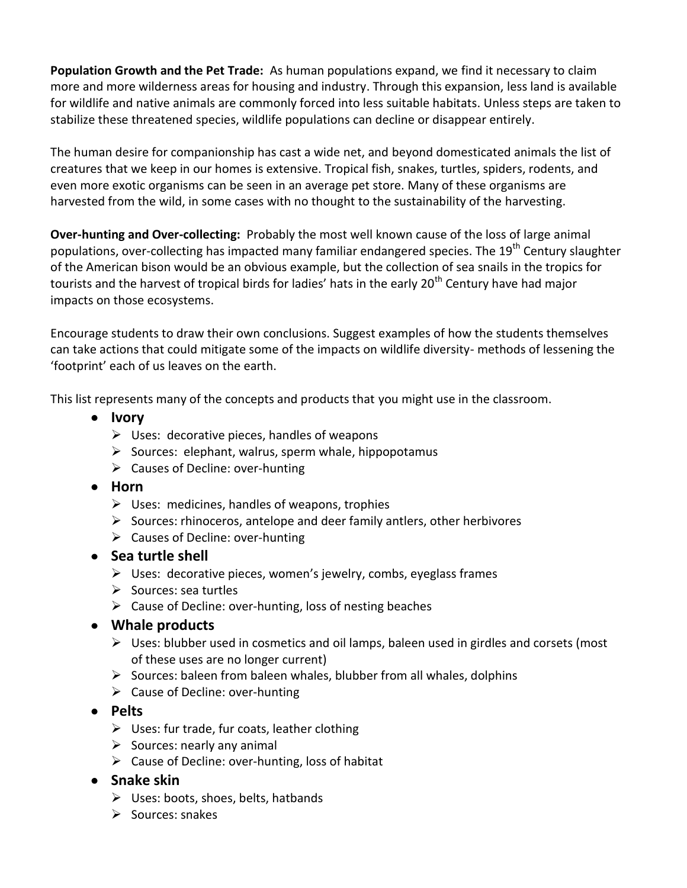**Population Growth and the Pet Trade:** As human populations expand, we find it necessary to claim more and more wilderness areas for housing and industry. Through this expansion, less land is available for wildlife and native animals are commonly forced into less suitable habitats. Unless steps are taken to stabilize these threatened species, wildlife populations can decline or disappear entirely.

The human desire for companionship has cast a wide net, and beyond domesticated animals the list of creatures that we keep in our homes is extensive. Tropical fish, snakes, turtles, spiders, rodents, and even more exotic organisms can be seen in an average pet store. Many of these organisms are harvested from the wild, in some cases with no thought to the sustainability of the harvesting.

**Over-hunting and Over-collecting:** Probably the most well known cause of the loss of large animal populations, over-collecting has impacted many familiar endangered species. The 19th Century slaughter of the American bison would be an obvious example, but the collection of sea snails in the tropics for tourists and the harvest of tropical birds for ladies' hats in the early 20th Century have had major impacts on those ecosystems.

Encourage students to draw their own conclusions. Suggest examples of how the students themselves can take actions that could mitigate some of the impacts on wildlife diversity- methods of lessening the 'footprint' each of us leaves on the earth.

This list represents many of the concepts and products that you might use in the classroom.

- **Ivory**
  - Uses: decorative pieces, handles of weapons
  - Sources: elephant, walrus, sperm whale, hippopotamus
  - Causes of Decline: over-hunting
- **Horn**
  - Uses: medicines, handles of weapons, trophies
  - Sources: rhinoceros, antelope and deer family antlers, other herbivores
  - Causes of Decline: over-hunting
- **Sea turtle shell**
  - Uses: decorative pieces, women's jewelry, combs, eyeglass frames
  - Sources: sea turtles
  - Cause of Decline: over-hunting, loss of nesting beaches
- **Whale products**
  - Uses: blubber used in cosmetics and oil lamps, baleen used in girdles and corsets (most of these uses are no longer current)
  - Sources: baleen from baleen whales, blubber from all whales, dolphins
  - Cause of Decline: over-hunting
- **Pelts**
  - Uses: fur trade, fur coats, leather clothing
  - Sources: nearly any animal
  - Cause of Decline: over-hunting, loss of habitat
- **Snake skin**
  - Uses: boots, shoes, belts, hatbands
  - Sources: snakes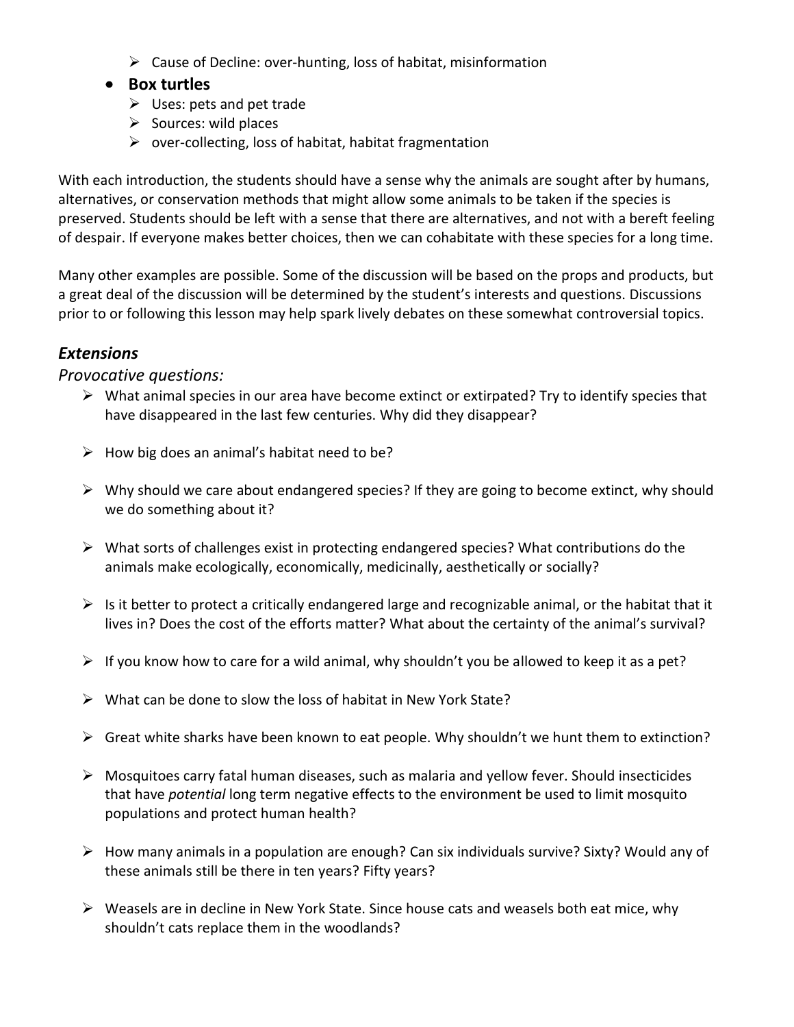- Cause of Decline: over-hunting, loss of habitat, misinformation

- **Box turtles**
  - Uses: pets and pet trade
  - Sources: wild places
  - over-collecting, loss of habitat, habitat fragmentation

With each introduction, the students should have a sense why the animals are sought after by humans, alternatives, or conservation methods that might allow some animals to be taken if the species is preserved. Students should be left with a sense that there are alternatives, and not with a bereft feeling of despair. If everyone makes better choices, then we can cohabitate with these species for a long time.

Many other examples are possible. Some of the discussion will be based on the props and products, but a great deal of the discussion will be determined by the student's interests and questions. Discussions prior to or following this lesson may help spark lively debates on these somewhat controversial topics.

## *Extensions*

### *Provocative questions:*

- What animal species in our area have become extinct or extirpated? Try to identify species that have disappeared in the last few centuries. Why did they disappear?
- How big does an animal's habitat need to be?
- Why should we care about endangered species? If they are going to become extinct, why should we do something about it?
- What sorts of challenges exist in protecting endangered species? What contributions do the animals make ecologically, economically, medicinally, aesthetically or socially?
- Is it better to protect a critically endangered large and recognizable animal, or the habitat that it lives in? Does the cost of the efforts matter? What about the certainty of the animal's survival?
- If you know how to care for a wild animal, why shouldn't you be allowed to keep it as a pet?
- What can be done to slow the loss of habitat in New York State?
- Great white sharks have been known to eat people. Why shouldn't we hunt them to extinction?
- Mosquitoes carry fatal human diseases, such as malaria and yellow fever. Should insecticides that have *potential* long term negative effects to the environment be used to limit mosquito populations and protect human health?
- How many animals in a population are enough? Can six individuals survive? Sixty? Would any of these animals still be there in ten years? Fifty years?
- Weasels are in decline in New York State. Since house cats and weasels both eat mice, why shouldn't cats replace them in the woodlands?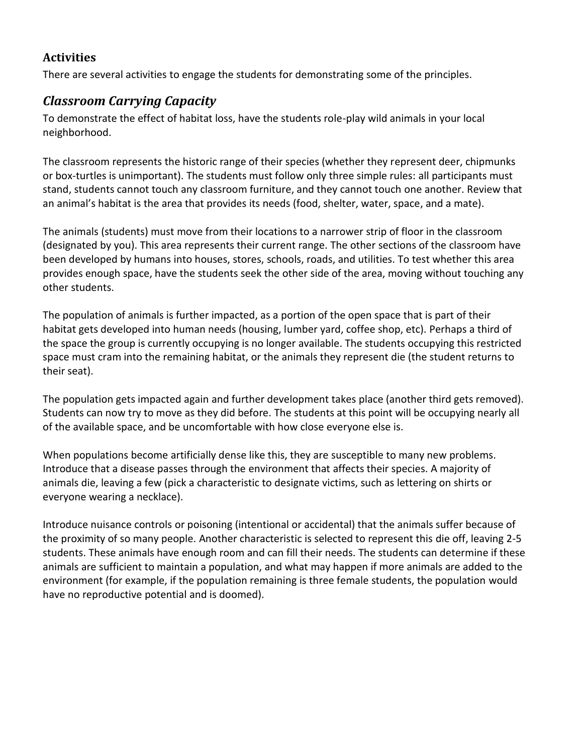## Activities

There are several activities to engage the students for demonstrating some of the principles.

### *Classroom Carrying Capacity*

To demonstrate the effect of habitat loss, have the students role-play wild animals in your local neighborhood.

The classroom represents the historic range of their species (whether they represent deer, chipmunks or box-turtles is unimportant). The students must follow only three simple rules: all participants must stand, students cannot touch any classroom furniture, and they cannot touch one another. Review that an animal's habitat is the area that provides its needs (food, shelter, water, space, and a mate).

The animals (students) must move from their locations to a narrower strip of floor in the classroom (designated by you). This area represents their current range. The other sections of the classroom have been developed by humans into houses, stores, schools, roads, and utilities. To test whether this area provides enough space, have the students seek the other side of the area, moving without touching any other students.

The population of animals is further impacted, as a portion of the open space that is part of their habitat gets developed into human needs (housing, lumber yard, coffee shop, etc). Perhaps a third of the space the group is currently occupying is no longer available. The students occupying this restricted space must cram into the remaining habitat, or the animals they represent die (the student returns to their seat).

The population gets impacted again and further development takes place (another third gets removed). Students can now try to move as they did before. The students at this point will be occupying nearly all of the available space, and be uncomfortable with how close everyone else is.

When populations become artificially dense like this, they are susceptible to many new problems. Introduce that a disease passes through the environment that affects their species. A majority of animals die, leaving a few (pick a characteristic to designate victims, such as lettering on shirts or everyone wearing a necklace).

Introduce nuisance controls or poisoning (intentional or accidental) that the animals suffer because of the proximity of so many people. Another characteristic is selected to represent this die off, leaving 2-5 students. These animals have enough room and can fill their needs. The students can determine if these animals are sufficient to maintain a population, and what may happen if more animals are added to the environment (for example, if the population remaining is three female students, the population would have no reproductive potential and is doomed).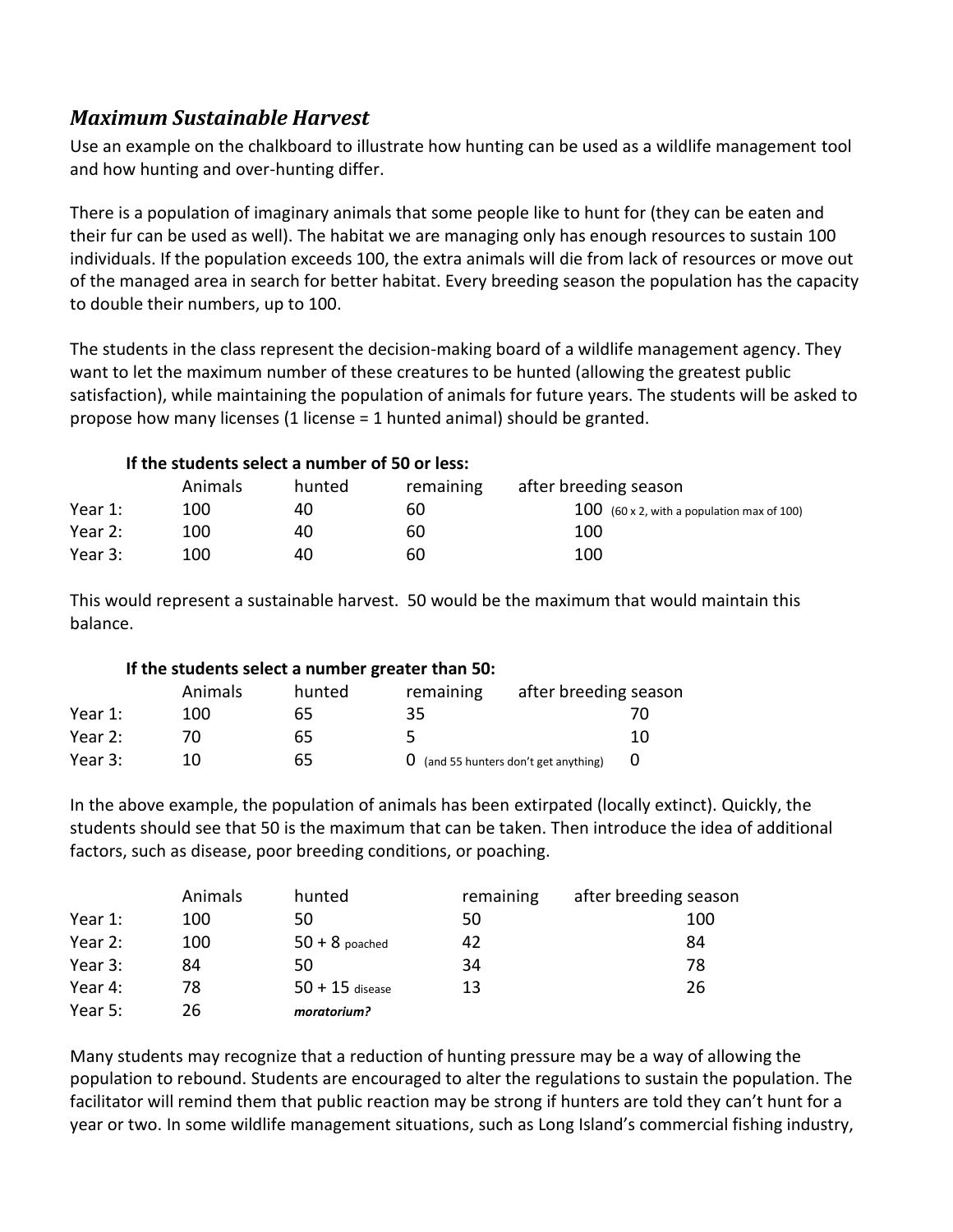## *Maximum Sustainable Harvest*

Use an example on the chalkboard to illustrate how hunting can be used as a wildlife management tool and how hunting and over-hunting differ.

There is a population of imaginary animals that some people like to hunt for (they can be eaten and their fur can be used as well). The habitat we are managing only has enough resources to sustain 100 individuals. If the population exceeds 100, the extra animals will die from lack of resources or move out of the managed area in search for better habitat. Every breeding season the population has the capacity to double their numbers, up to 100.

The students in the class represent the decision-making board of a wildlife management agency. They want to let the maximum number of these creatures to be hunted (allowing the greatest public satisfaction), while maintaining the population of animals for future years. The students will be asked to propose how many licenses (1 license = 1 hunted animal) should be granted.

**If the students select a number of 50 or less:**

| | Animals | hunted | remaining | after breeding season |
|---|---|---|---|---|
| Year 1: | 100 | 40 | 60 | 100 (60 x 2, with a population max of 100) |
| Year 2: | 100 | 40 | 60 | 100 |
| Year 3: | 100 | 40 | 60 | 100 |

This would represent a sustainable harvest. 50 would be the maximum that would maintain this balance.

**If the students select a number greater than 50:**

| | Animals | hunted | remaining | after breeding season |
|---|---|---|---|---|
| Year 1: | 100 | 65 | 35 | 70 |
| Year 2: | 70 | 65 | 5 | 10 |
| Year 3: | 10 | 65 | 0 (and 55 hunters don't get anything) | 0 |

In the above example, the population of animals has been extirpated (locally extinct). Quickly, the students should see that 50 is the maximum that can be taken. Then introduce the idea of additional factors, such as disease, poor breeding conditions, or poaching.

| | Animals | hunted | remaining | after breeding season |
|---|---|---|---|---|
| Year 1: | 100 | 50 | 50 | 100 |
| Year 2: | 100 | 50 + 8 poached | 42 | 84 |
| Year 3: | 84 | 50 | 34 | 78 |
| Year 4: | 78 | 50 + 15 disease | 13 | 26 |
| Year 5: | 26 | ***moratorium?*** | | |

Many students may recognize that a reduction of hunting pressure may be a way of allowing the population to rebound. Students are encouraged to alter the regulations to sustain the population. The facilitator will remind them that public reaction may be strong if hunters are told they can't hunt for a year or two. In some wildlife management situations, such as Long Island's commercial fishing industry,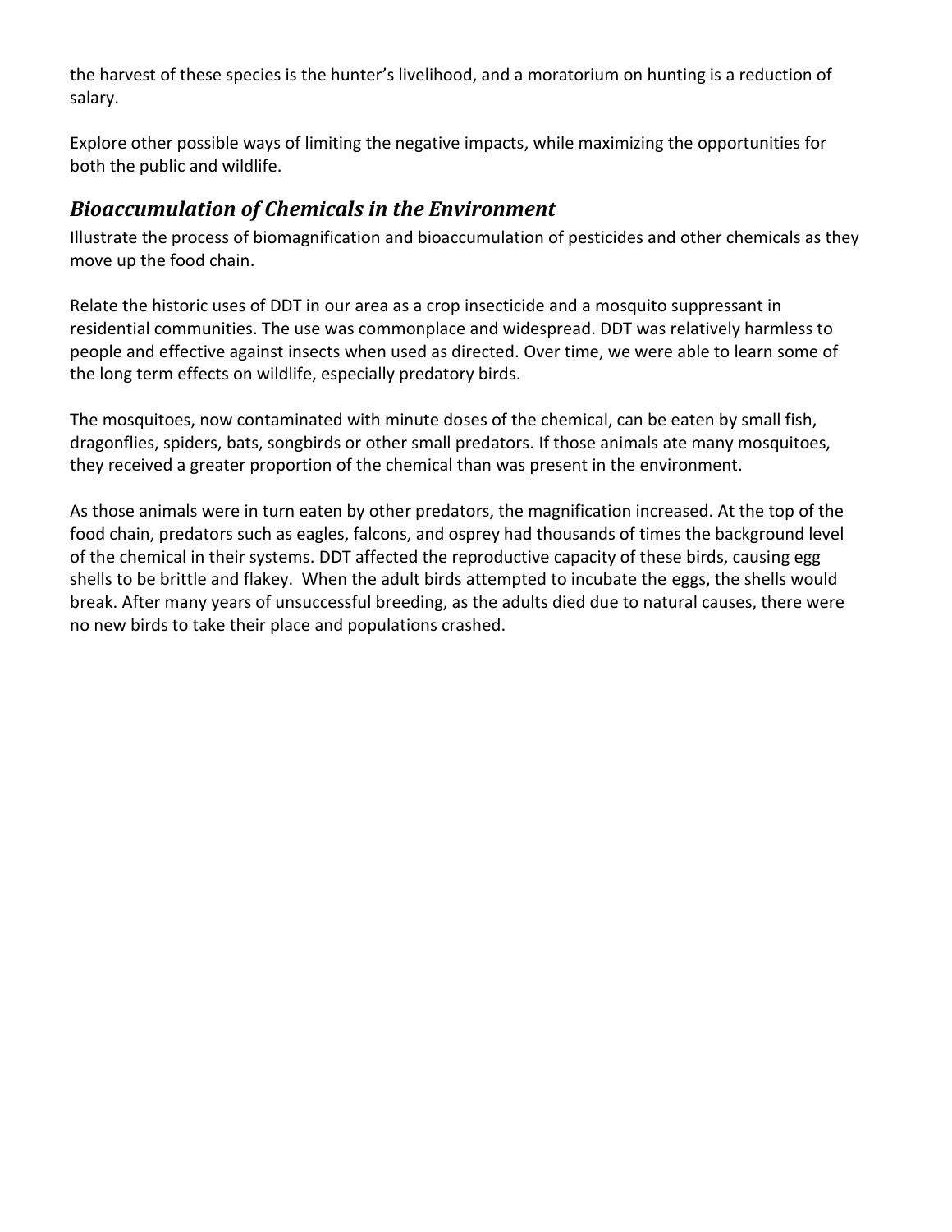the harvest of these species is the hunter's livelihood, and a moratorium on hunting is a reduction of salary.

Explore other possible ways of limiting the negative impacts, while maximizing the opportunities for both the public and wildlife.

## *Bioaccumulation of Chemicals in the Environment*

Illustrate the process of biomagnification and bioaccumulation of pesticides and other chemicals as they move up the food chain.

Relate the historic uses of DDT in our area as a crop insecticide and a mosquito suppressant in residential communities. The use was commonplace and widespread. DDT was relatively harmless to people and effective against insects when used as directed. Over time, we were able to learn some of the long term effects on wildlife, especially predatory birds.

The mosquitoes, now contaminated with minute doses of the chemical, can be eaten by small fish, dragonflies, spiders, bats, songbirds or other small predators. If those animals ate many mosquitoes, they received a greater proportion of the chemical than was present in the environment.

As those animals were in turn eaten by other predators, the magnification increased. At the top of the food chain, predators such as eagles, falcons, and osprey had thousands of times the background level of the chemical in their systems. DDT affected the reproductive capacity of these birds, causing egg shells to be brittle and flakey. When the adult birds attempted to incubate the eggs, the shells would break. After many years of unsuccessful breeding, as the adults died due to natural causes, there were no new birds to take their place and populations crashed.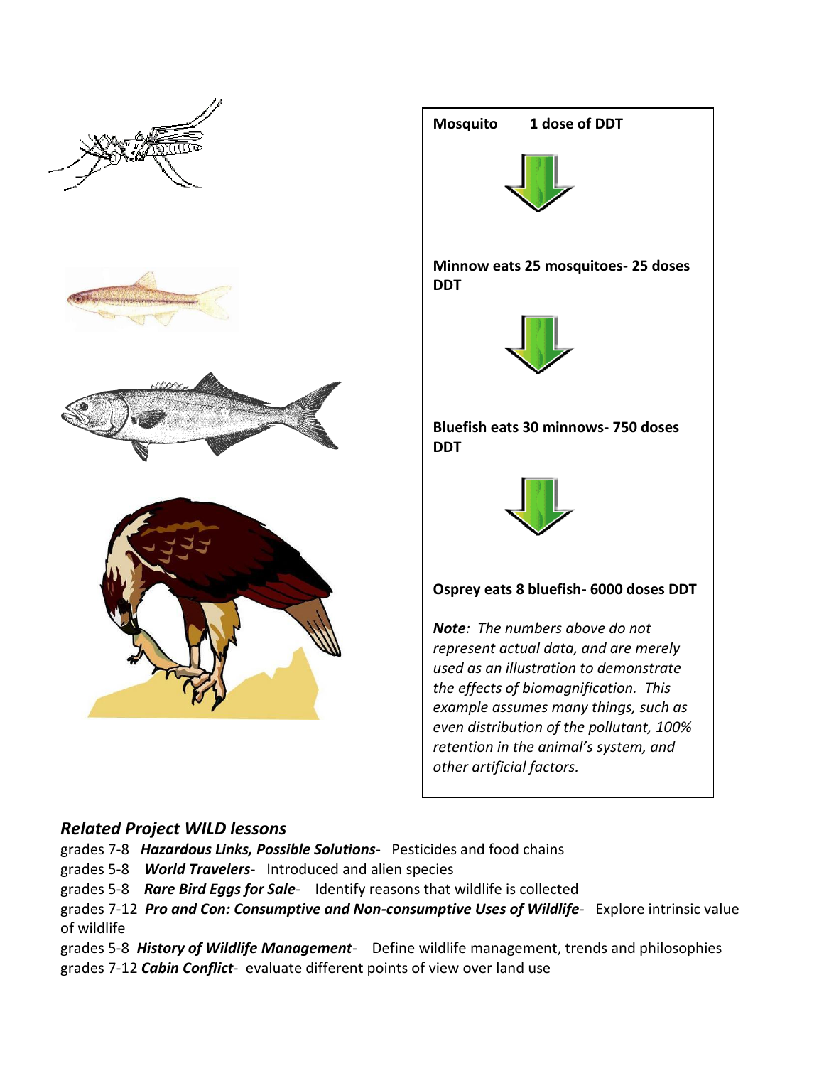**Mosquito 1 dose of DDT**

**Minnow eats 25 mosquitoes- 25 doses DDT**

**Bluefish eats 30 minnows- 750 doses DDT**

**Osprey eats 8 bluefish- 6000 doses DDT**

***Note**: The numbers above do not represent actual data, and are merely used as an illustration to demonstrate the effects of biomagnification. This example assumes many things, such as even distribution of the pollutant, 100% retention in the animal's system, and other artificial factors.*

## *Related Project WILD lessons*

grades 7-8 ***Hazardous Links, Possible Solutions***- Pesticides and food chains

grades 5-8 ***World Travelers***- Introduced and alien species

grades 5-8 ***Rare Bird Eggs for Sale***- Identify reasons that wildlife is collected

grades 7-12 ***Pro and Con: Consumptive and Non-consumptive Uses of Wildlife***- Explore intrinsic value of wildlife

grades 5-8 ***History of Wildlife Management***- Define wildlife management, trends and philosophies

grades 7-12 ***Cabin Conflict***- evaluate different points of view over land use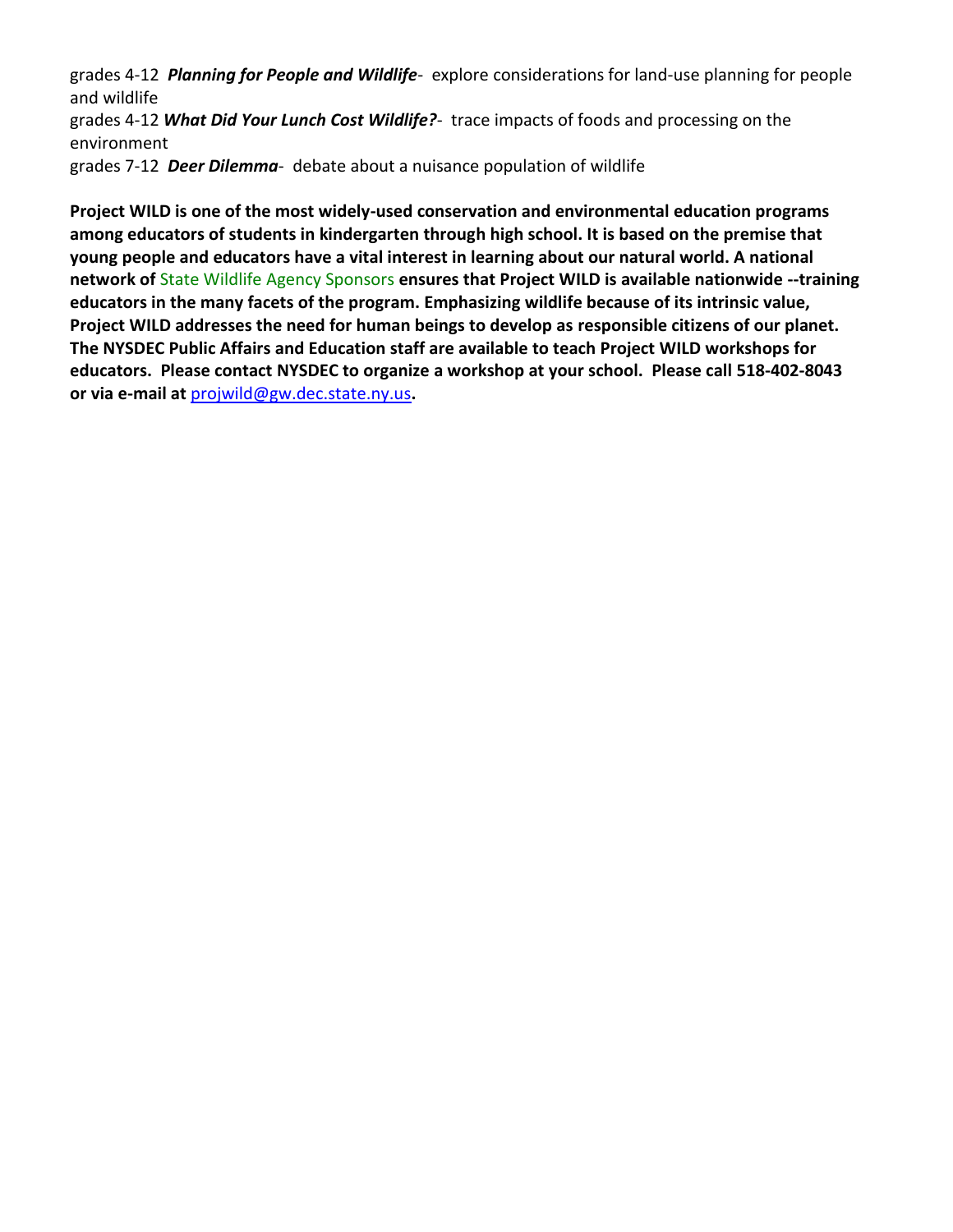grades 4-12 ***Planning for People and Wildlife***- explore considerations for land-use planning for people and wildlife

grades 4-12 ***What Did Your Lunch Cost Wildlife?***- trace impacts of foods and processing on the environment

grades 7-12 ***Deer Dilemma***- debate about a nuisance population of wildlife

**Project WILD is one of the most widely-used conservation and environmental education programs among educators of students in kindergarten through high school. It is based on the premise that young people and educators have a vital interest in learning about our natural world. A national network of** State Wildlife Agency Sponsors **ensures that Project WILD is available nationwide --training educators in the many facets of the program. Emphasizing wildlife because of its intrinsic value, Project WILD addresses the need for human beings to develop as responsible citizens of our planet. The NYSDEC Public Affairs and Education staff are available to teach Project WILD workshops for educators. Please contact NYSDEC to organize a workshop at your school. Please call 518-402-8043 or via e-mail at** projwild@gw.dec.state.ny.us**.**